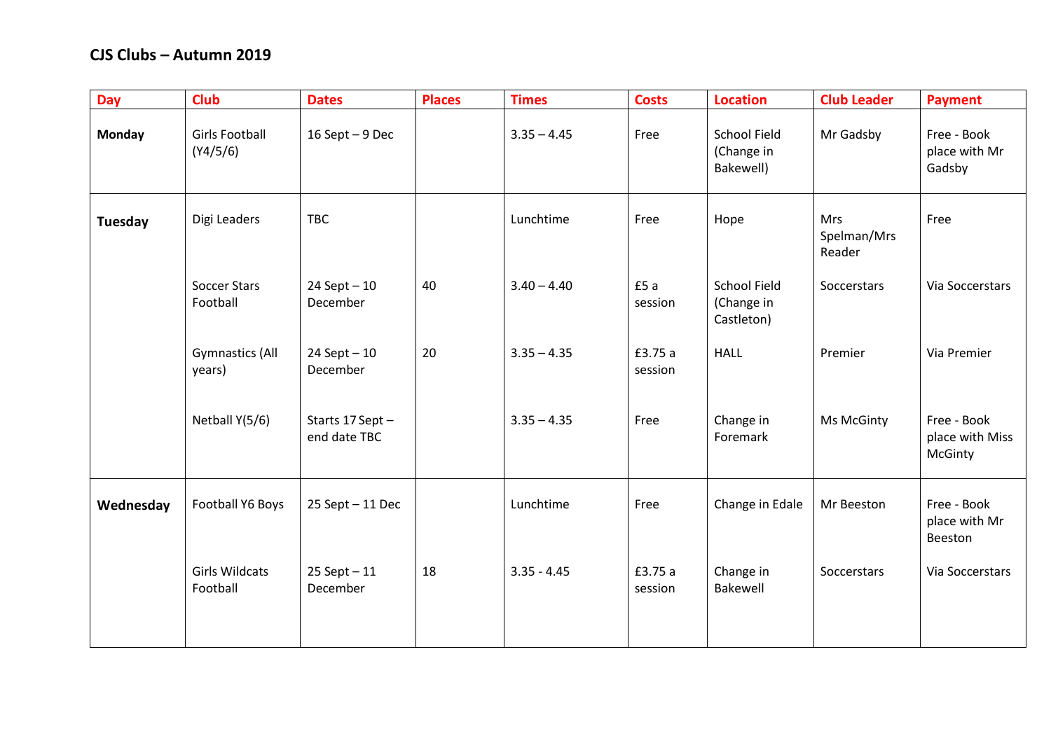## CJS Clubs – Autumn 2019

| Day | Club | Dates | Places | Times | Costs | Location | Club Leader | Payment |
|---|---|---|---|---|---|---|---|---|
| **Monday** | Girls Football (Y4/5/6) | 16 Sept – 9 Dec | | 3.35 – 4.45 | Free | School Field (Change in Bakewell) | Mr Gadsby | Free - Book place with Mr Gadsby |
| **Tuesday** | Digi Leaders | TBC | | Lunchtime | Free | Hope | Mrs Spelman/Mrs Reader | Free |
| | Soccer Stars Football | 24 Sept – 10 December | 40 | 3.40 – 4.40 | £5 a session | School Field (Change in Castleton) | Soccerstars | Via Soccerstars |
| | Gymnastics (All years) | 24 Sept – 10 December | 20 | 3.35 – 4.35 | £3.75 a session | HALL | Premier | Via Premier |
| | Netball Y(5/6) | Starts 17 Sept – end date TBC | | 3.35 – 4.35 | Free | Change in Foremark | Ms McGinty | Free - Book place with Miss McGinty |
| **Wednesday** | Football Y6 Boys | 25 Sept – 11 Dec | | Lunchtime | Free | Change in Edale | Mr Beeston | Free - Book place with Mr Beeston |
| | Girls Wildcats Football | 25 Sept – 11 December | 18 | 3.35 - 4.45 | £3.75 a session | Change in Bakewell | Soccerstars | Via Soccerstars |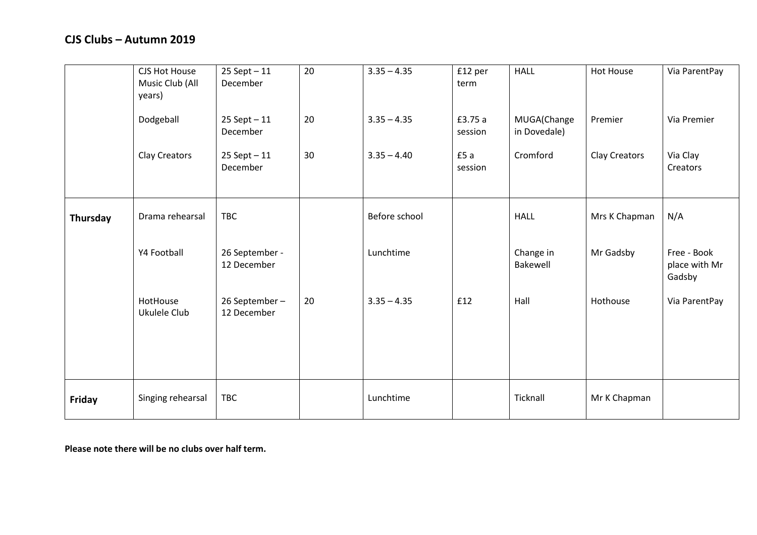## CJS Clubs – Autumn 2019

| | | | | | | | | |
|---|---|---|---|---|---|---|---|---|
| | CJS Hot House Music Club (All years) | 25 Sept – 11 December | 20 | 3.35 – 4.35 | £12 per term | HALL | Hot House | Via ParentPay |
| | Dodgeball | 25 Sept – 11 December | 20 | 3.35 – 4.35 | £3.75 a session | MUGA(Change in Dovedale) | Premier | Via Premier |
| | Clay Creators | 25 Sept – 11 December | 30 | 3.35 – 4.40 | £5 a session | Cromford | Clay Creators | Via Clay Creators |
| **Thursday** | Drama rehearsal | TBC | | Before school | | HALL | Mrs K Chapman | N/A |
| | Y4 Football | 26 September - 12 December | | Lunchtime | | Change in Bakewell | Mr Gadsby | Free - Book place with Mr Gadsby |
| | HotHouse Ukulele Club | 26 September – 12 December | 20 | 3.35 – 4.35 | £12 | Hall | Hothouse | Via ParentPay |
| **Friday** | Singing rehearsal | TBC | | Lunchtime | | Ticknall | Mr K Chapman | |

**Please note there will be no clubs over half term.**